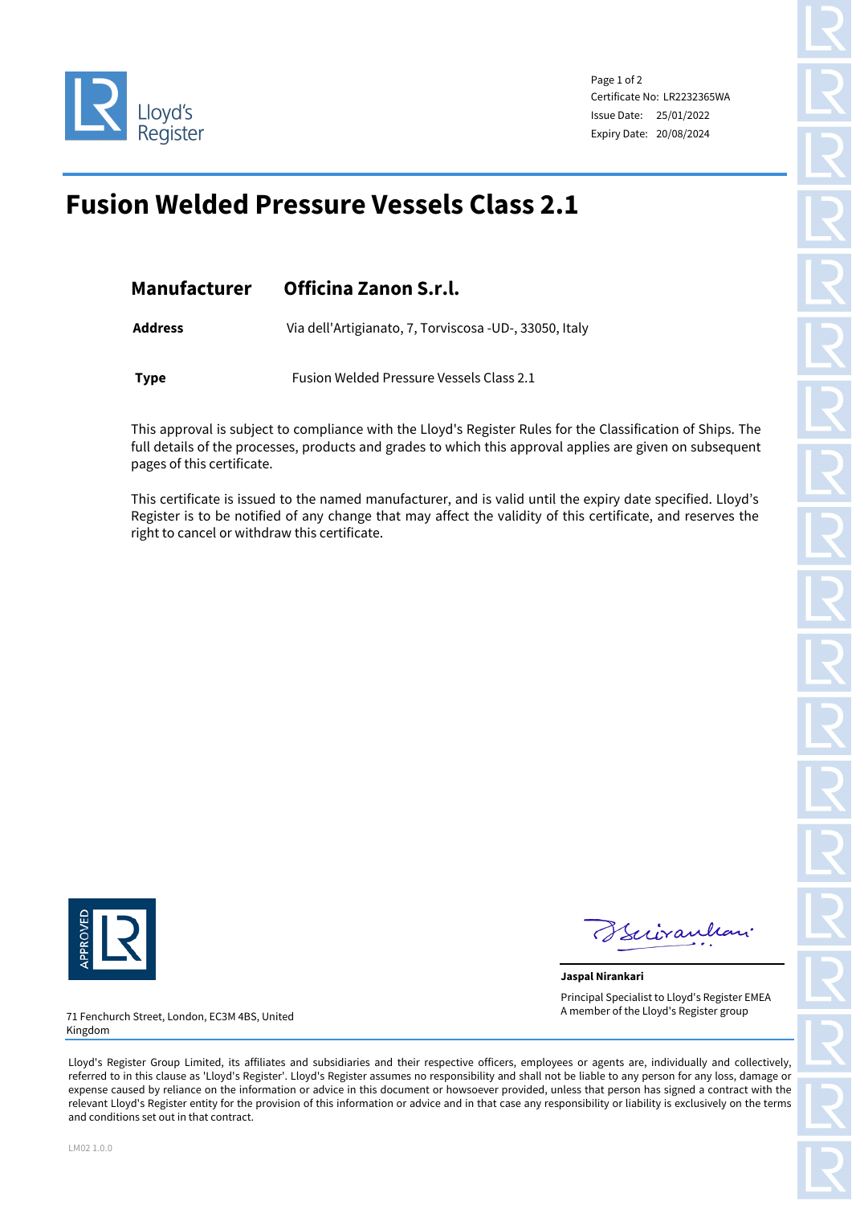Lloyd's Register

Certificate No: LR2232365WA
Issue Date: 25/01/2022
Expiry Date: 20/08/2024

# Fusion Welded Pressure Vessels Class 2.1

| | |
|---|---|
| **Manufacturer** | **Officina Zanon S.r.l.** |
| **Address** | Via dell'Artigianato, 7, Torviscosa -UD-, 33050, Italy |
| **Type** | Fusion Welded Pressure Vessels Class 2.1 |

This approval is subject to compliance with the Lloyd's Register Rules for the Classification of Ships. The full details of the processes, products and grades to which this approval applies are given on subsequent pages of this certificate.

This certificate is issued to the named manufacturer, and is valid until the expiry date specified. Lloyd's Register is to be notified of any change that may affect the validity of this certificate, and reserves the right to cancel or withdraw this certificate.

APPROVED

**Jaspal Nirankari**
Principal Specialist to Lloyd's Register EMEA
A member of the Lloyd's Register group

71 Fenchurch Street, London, EC3M 4BS, United Kingdom

Lloyd's Register Group Limited, its affiliates and subsidiaries and their respective officers, employees or agents are, individually and collectively, referred to in this clause as 'Lloyd's Register'. Lloyd's Register assumes no responsibility and shall not be liable to any person for any loss, damage or expense caused by reliance on the information or advice in this document or howsoever provided, unless that person has signed a contract with the relevant Lloyd's Register entity for the provision of this information or advice and in that case any responsibility or liability is exclusively on the terms and conditions set out in that contract.

LM02 1.0.0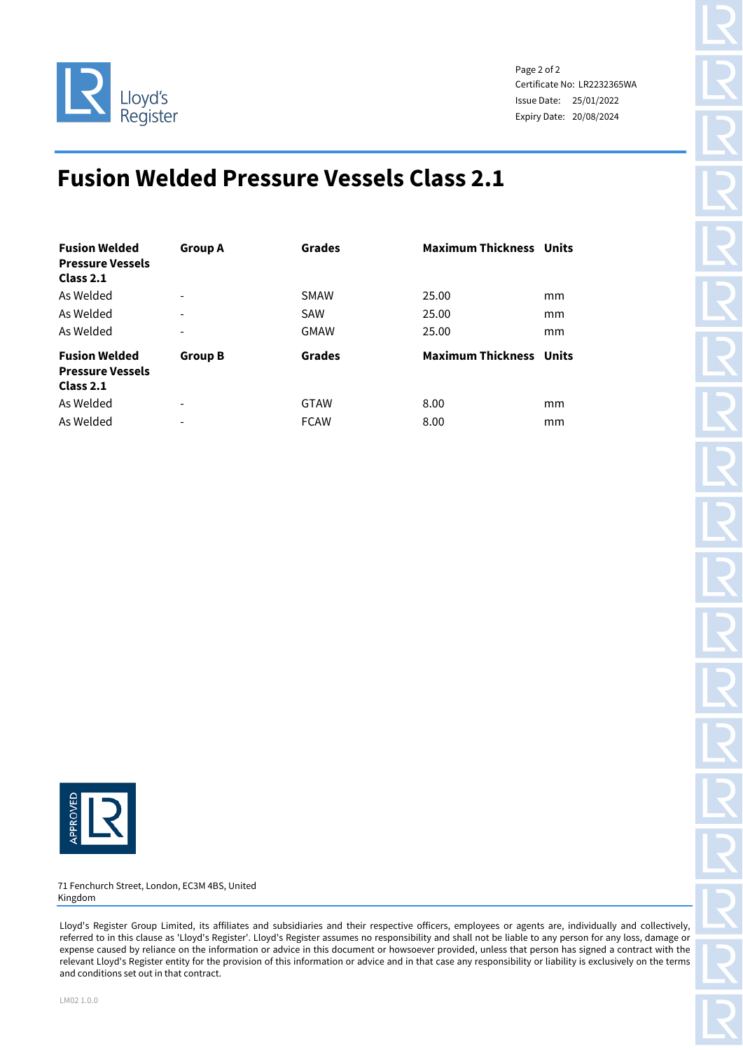Certificate No: LR2232365WA
Issue Date: 25/01/2022
Expiry Date: 20/08/2024

# Fusion Welded Pressure Vessels Class 2.1

| Fusion Welded Pressure Vessels Class 2.1 | Group A | Grades | Maximum Thickness | Units |
|---|---|---|---|---|
| As Welded | - | SMAW | 25.00 | mm |
| As Welded | - | SAW | 25.00 | mm |
| As Welded | - | GMAW | 25.00 | mm |

| Fusion Welded Pressure Vessels Class 2.1 | Group B | Grades | Maximum Thickness | Units |
|---|---|---|---|---|
| As Welded | - | GTAW | 8.00 | mm |
| As Welded | - | FCAW | 8.00 | mm |

71 Fenchurch Street, London, EC3M 4BS, United Kingdom

Lloyd's Register Group Limited, its affiliates and subsidiaries and their respective officers, employees or agents are, individually and collectively, referred to in this clause as 'Lloyd's Register'. Lloyd's Register assumes no responsibility and shall not be liable to any person for any loss, damage or expense caused by reliance on the information or advice in this document or howsoever provided, unless that person has signed a contract with the relevant Lloyd's Register entity for the provision of this information or advice and in that case any responsibility or liability is exclusively on the terms and conditions set out in that contract.

LM02 1.0.0